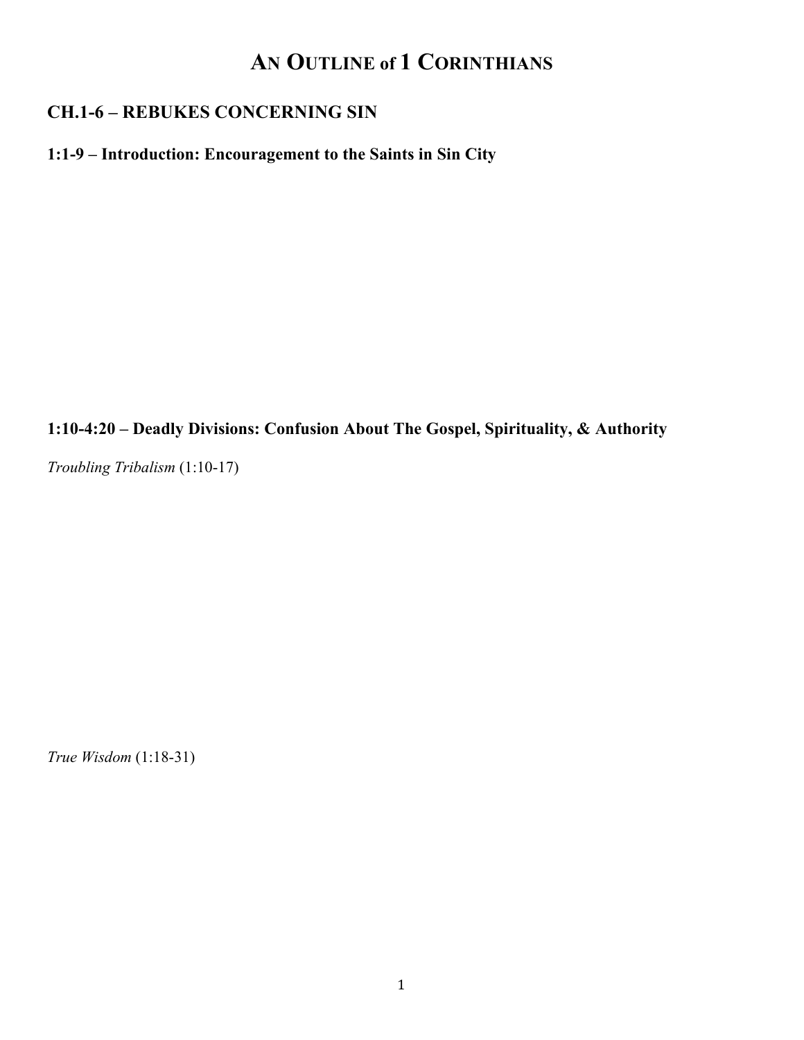# AN OUTLINE of 1 CORINTHIANS

## CH.1-6 – REBUKES CONCERNING SIN

### 1:1-9 – Introduction: Encouragement to the Saints in Sin City

### 1:10-4:20 – Deadly Divisions: Confusion About The Gospel, Spirituality, & Authority

*Troubling Tribalism* (1:10-17)

*True Wisdom* (1:18-31)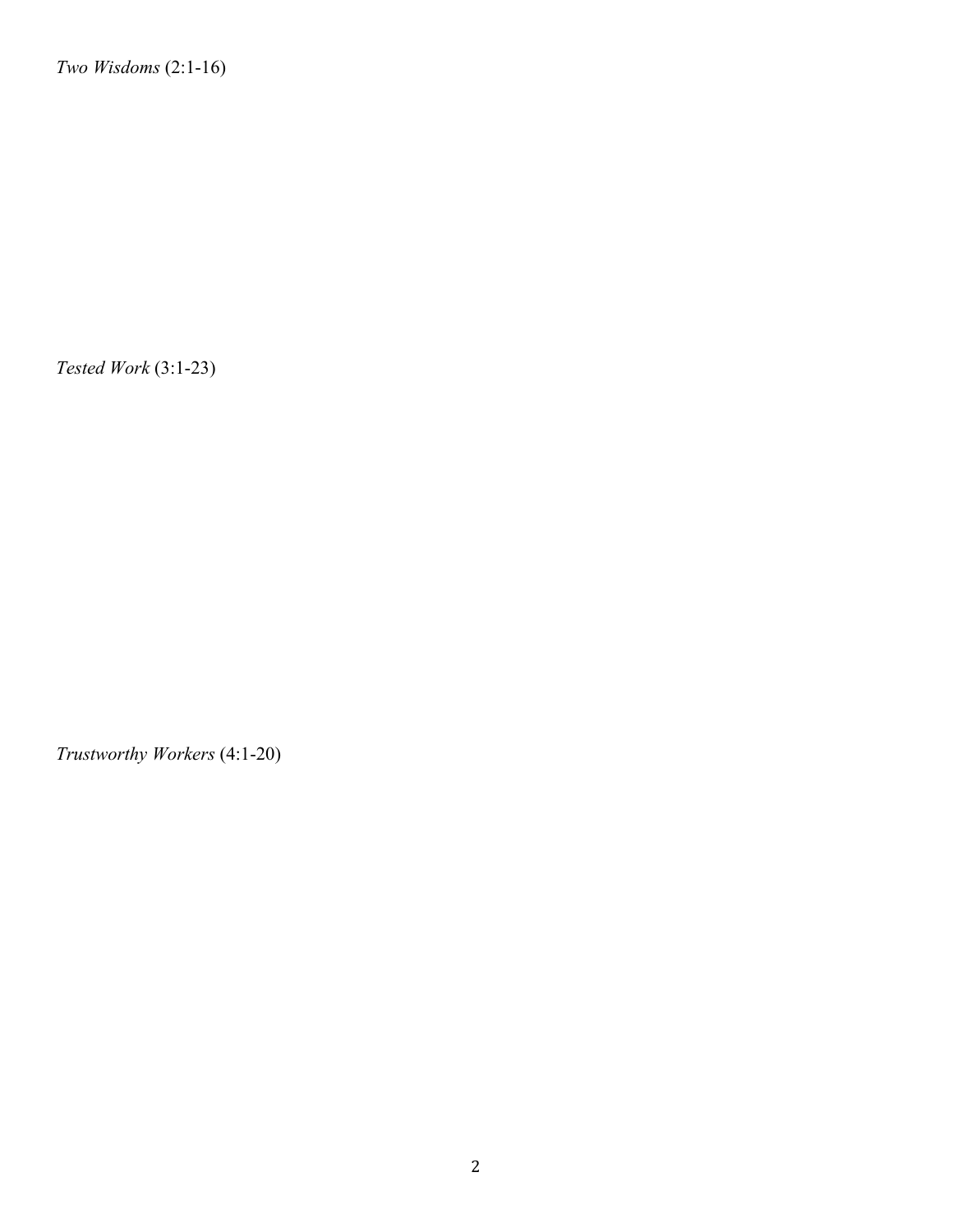*Two Wisdoms* (2:1-16)

*Tested Work* (3:1-23)

*Trustworthy Workers* (4:1-20)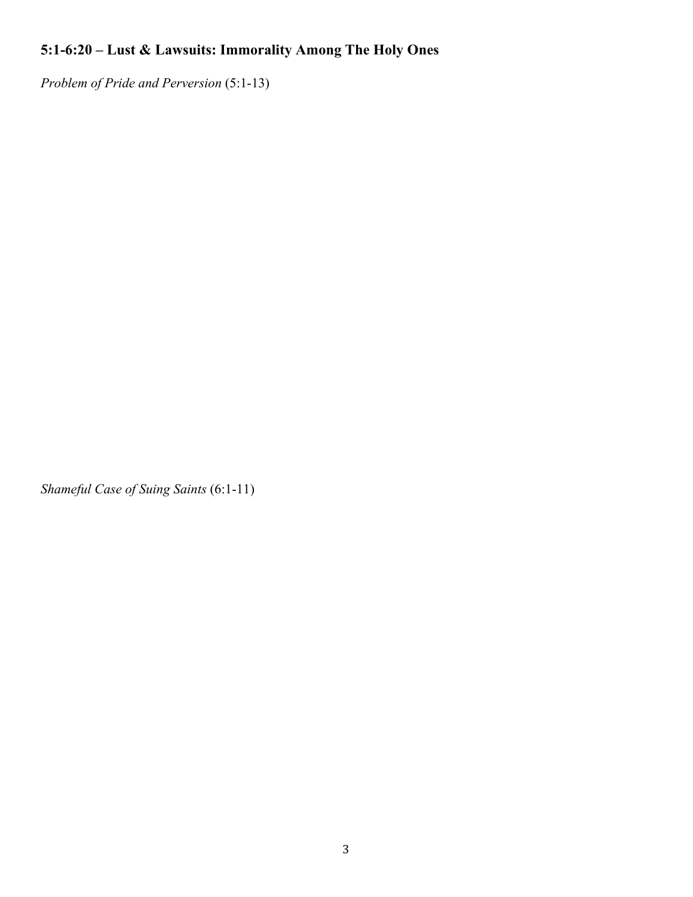**5:1-6:20 – Lust & Lawsuits: Immorality Among The Holy Ones**

*Problem of Pride and Perversion* (5:1-13)

*Shameful Case of Suing Saints* (6:1-11)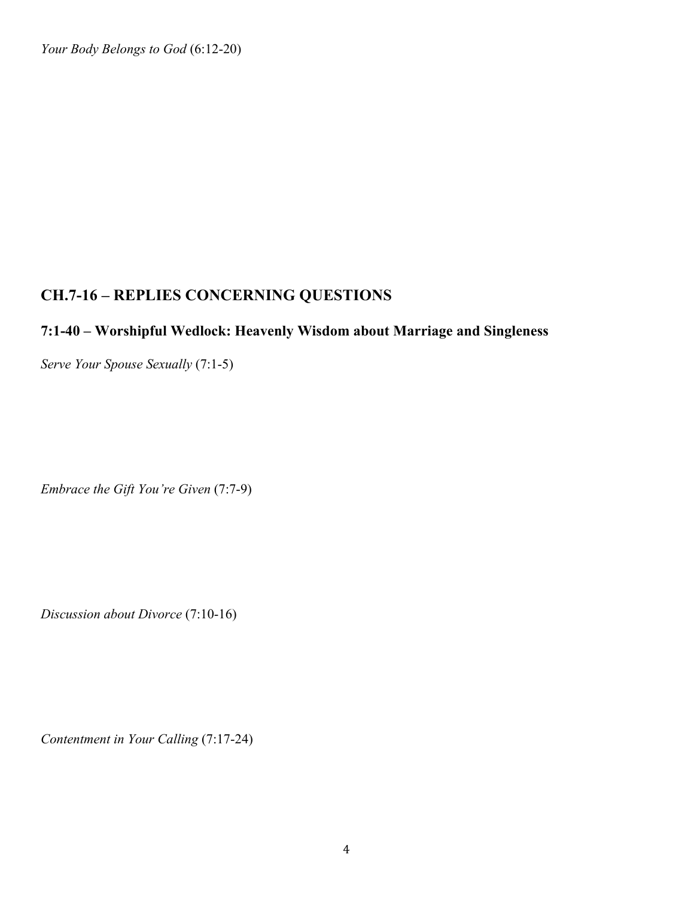*Your Body Belongs to God* (6:12-20)

## CH.7-16 – REPLIES CONCERNING QUESTIONS

### 7:1-40 – Worshipful Wedlock: Heavenly Wisdom about Marriage and Singleness

*Serve Your Spouse Sexually* (7:1-5)

*Embrace the Gift You're Given* (7:7-9)

*Discussion about Divorce* (7:10-16)

*Contentment in Your Calling* (7:17-24)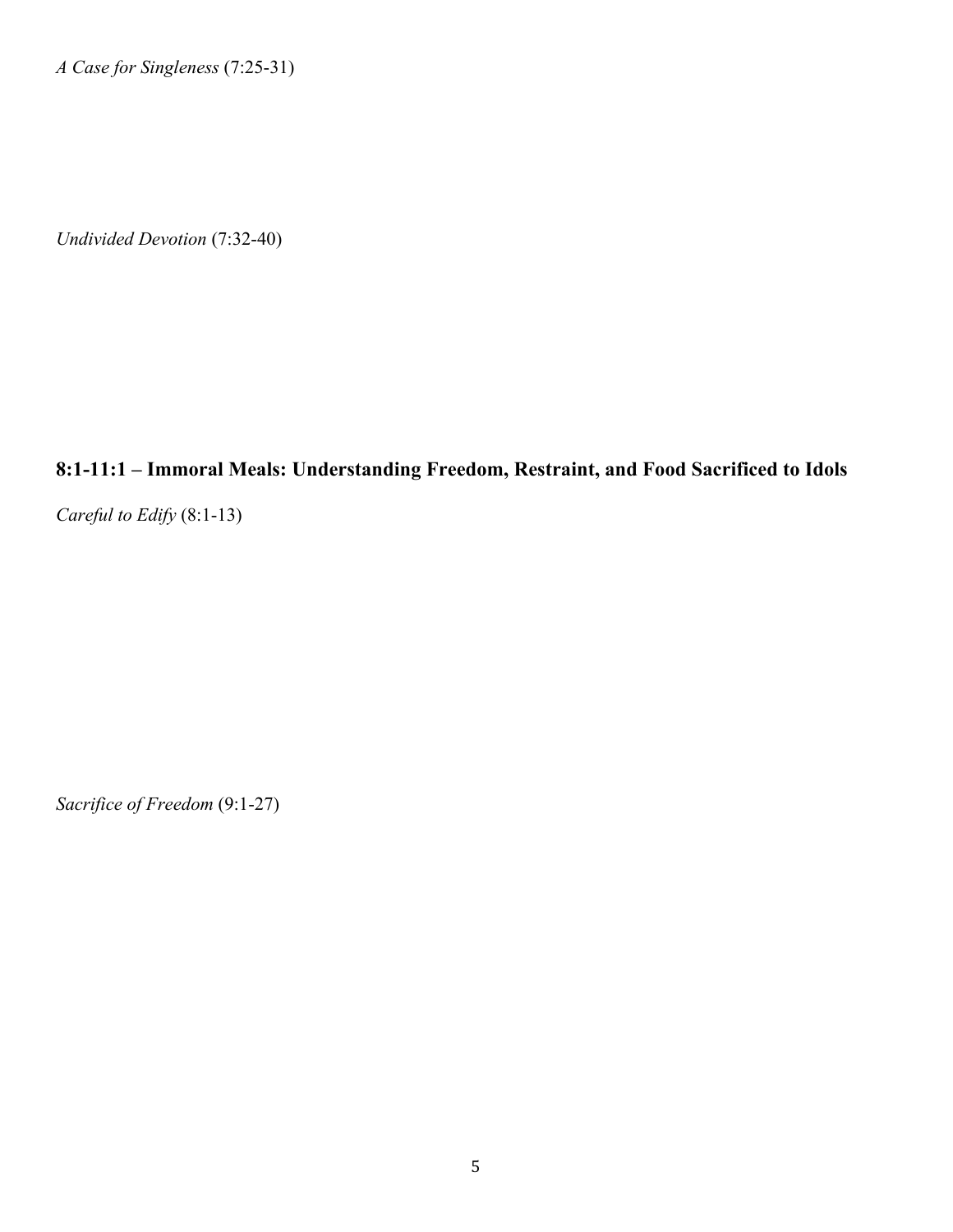*A Case for Singleness* (7:25-31)

*Undivided Devotion* (7:32-40)

## 8:1-11:1 – Immoral Meals: Understanding Freedom, Restraint, and Food Sacrificed to Idols

*Careful to Edify* (8:1-13)

*Sacrifice of Freedom* (9:1-27)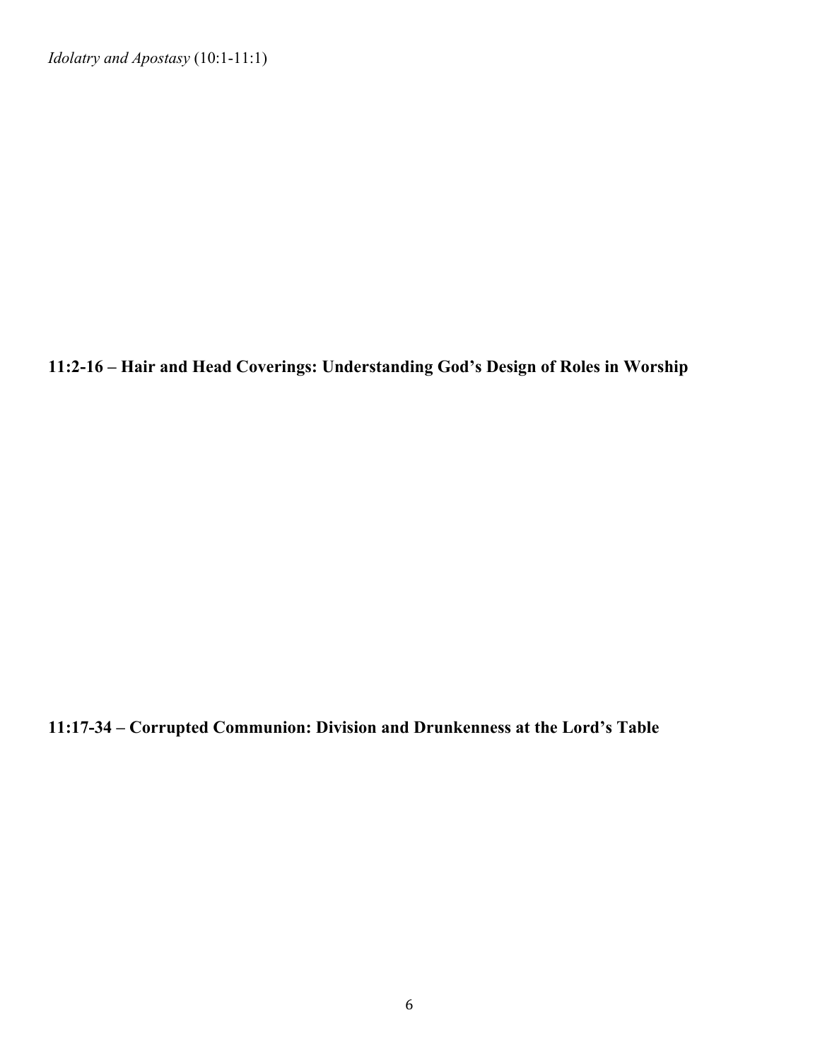*Idolatry and Apostasy* (10:1-11:1)

**11:2-16 – Hair and Head Coverings: Understanding God's Design of Roles in Worship**

**11:17-34 – Corrupted Communion: Division and Drunkenness at the Lord's Table**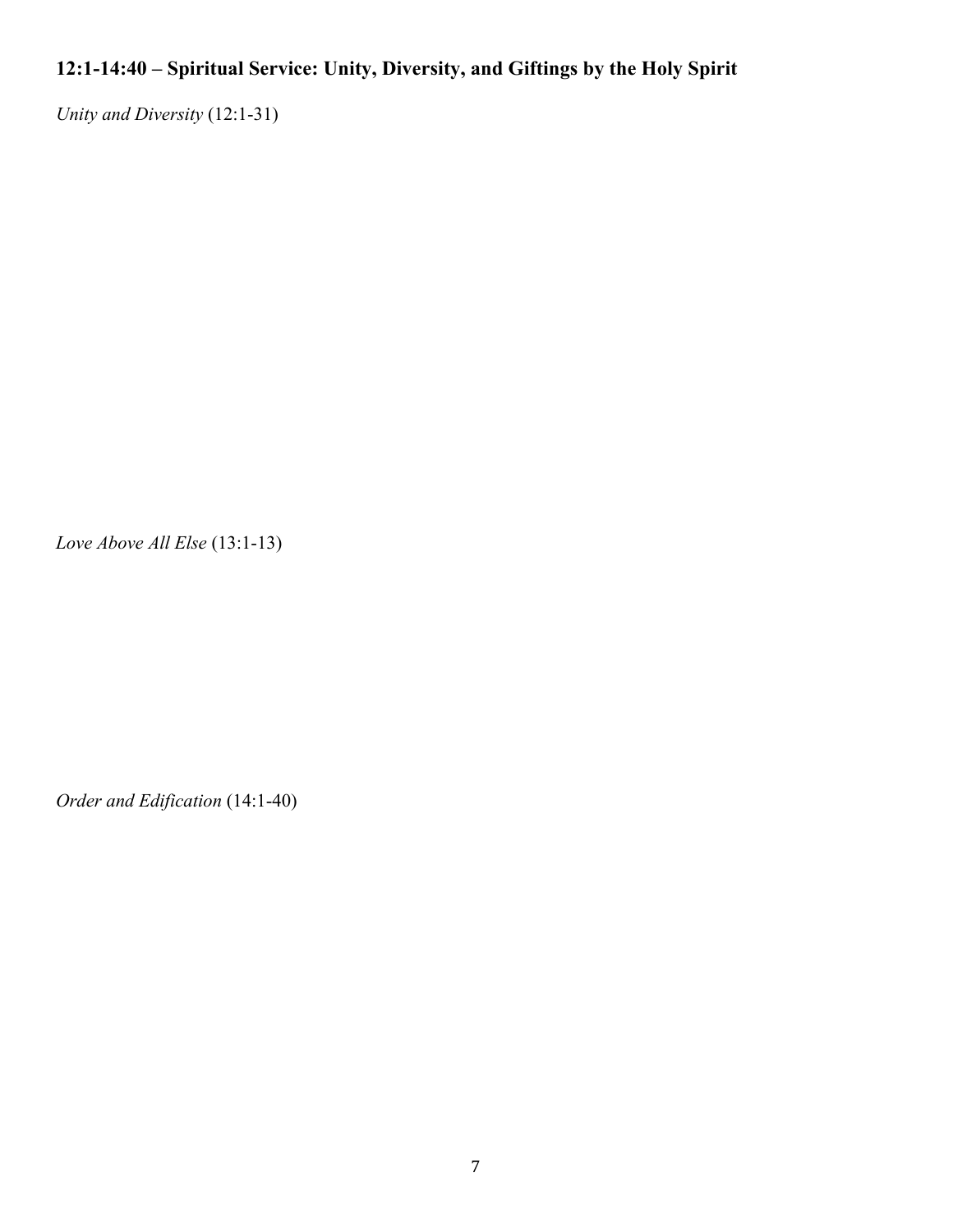**12:1-14:40 – Spiritual Service: Unity, Diversity, and Giftings by the Holy Spirit**

*Unity and Diversity* (12:1-31)

*Love Above All Else* (13:1-13)

*Order and Edification* (14:1-40)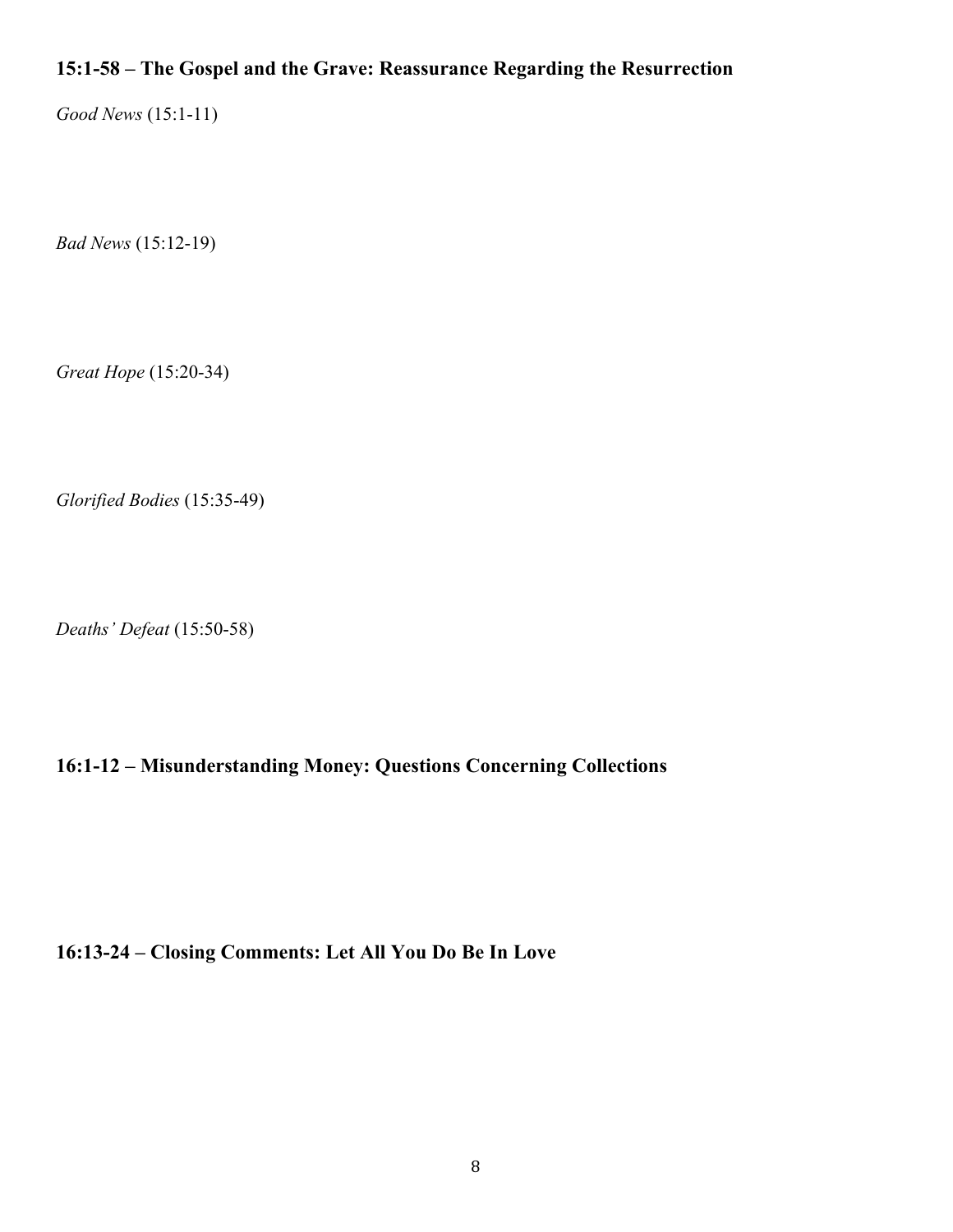## 15:1-58 – The Gospel and the Grave: Reassurance Regarding the Resurrection

*Good News* (15:1-11)

*Bad News* (15:12-19)

*Great Hope* (15:20-34)

*Glorified Bodies* (15:35-49)

*Deaths' Defeat* (15:50-58)

## 16:1-12 – Misunderstanding Money: Questions Concerning Collections

## 16:13-24 – Closing Comments: Let All You Do Be In Love